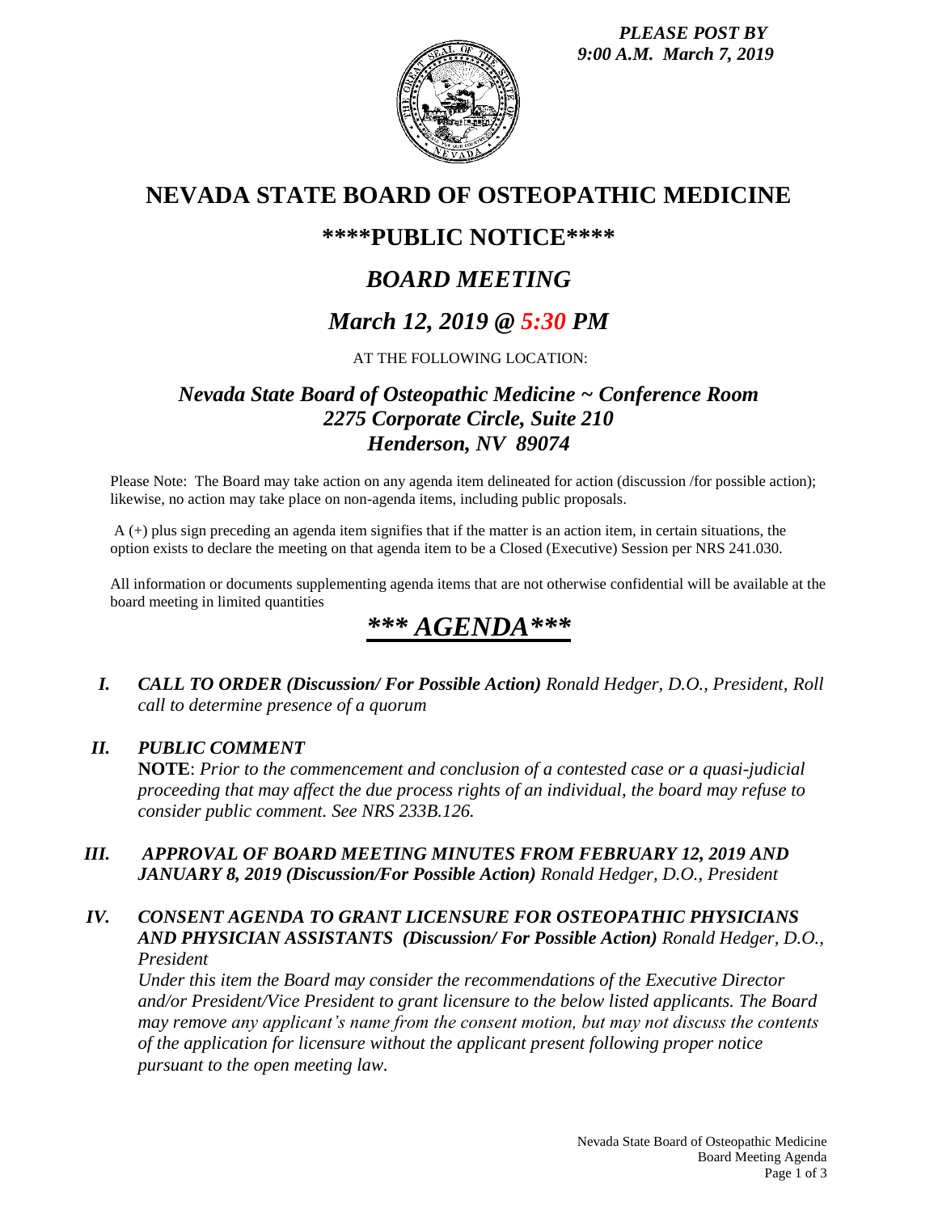*PLEASE POST BY 9:00 A.M. March 7, 2019*

# NEVADA STATE BOARD OF OSTEOPATHIC MEDICINE

## \*\*\*\*PUBLIC NOTICE\*\*\*\*

## *BOARD MEETING*

## *March 12, 2019 @ 5:30 PM*

AT THE FOLLOWING LOCATION:

### *Nevada State Board of Osteopathic Medicine ~ Conference Room*
### *2275 Corporate Circle, Suite 210*
### *Henderson, NV 89074*

Please Note: The Board may take action on any agenda item delineated for action (discussion /for possible action); likewise, no action may take place on non-agenda items, including public proposals.

A (+) plus sign preceding an agenda item signifies that if the matter is an action item, in certain situations, the option exists to declare the meeting on that agenda item to be a Closed (Executive) Session per NRS 241.030.

All information or documents supplementing agenda items that are not otherwise confidential will be available at the board meeting in limited quantities

# *\*\*\* AGENDA\*\*\**

**I.** ***CALL TO ORDER (Discussion/ For Possible Action)*** *Ronald Hedger, D.O., President, Roll call to determine presence of a quorum*

**II.** ***PUBLIC COMMENT***
**NOTE**: *Prior to the commencement and conclusion of a contested case or a quasi-judicial proceeding that may affect the due process rights of an individual, the board may refuse to consider public comment. See NRS 233B.126.*

**III.** ***APPROVAL OF BOARD MEETING MINUTES FROM FEBRUARY 12, 2019 AND JANUARY 8, 2019 (Discussion/For Possible Action)*** *Ronald Hedger, D.O., President*

**IV.** ***CONSENT AGENDA TO GRANT LICENSURE FOR OSTEOPATHIC PHYSICIANS AND PHYSICIAN ASSISTANTS (Discussion/ For Possible Action)*** *Ronald Hedger, D.O., President*
*Under this item the Board may consider the recommendations of the Executive Director and/or President/Vice President to grant licensure to the below listed applicants. The Board may remove any applicant's name from the consent motion, but may not discuss the contents of the application for licensure without the applicant present following proper notice pursuant to the open meeting law.*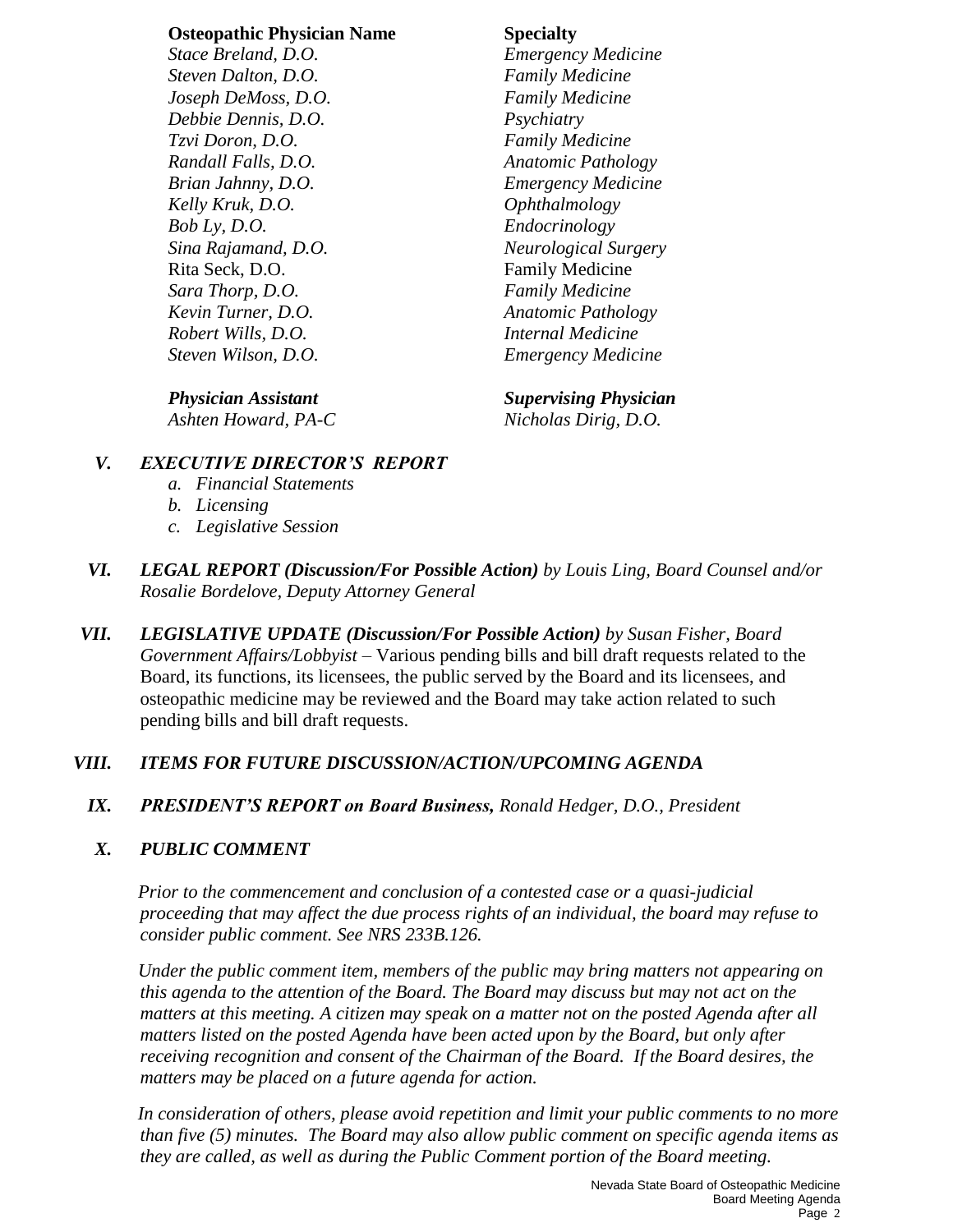| **Osteopathic Physician Name** | **Specialty** |
|---|---|
| *Stace Breland, D.O.* | *Emergency Medicine* |
| *Steven Dalton, D.O.* | *Family Medicine* |
| *Joseph DeMoss, D.O.* | *Family Medicine* |
| *Debbie Dennis, D.O.* | *Psychiatry* |
| *Tzvi Doron, D.O.* | *Family Medicine* |
| *Randall Falls, D.O.* | *Anatomic Pathology* |
| *Brian Jahnny, D.O.* | *Emergency Medicine* |
| *Kelly Kruk, D.O.* | *Ophthalmology* |
| *Bob Ly, D.O.* | *Endocrinology* |
| *Sina Rajamand, D.O.* | *Neurological Surgery* |
| Rita Seck, D.O. | Family Medicine |
| *Sara Thorp, D.O.* | *Family Medicine* |
| *Kevin Turner, D.O.* | *Anatomic Pathology* |
| *Robert Wills, D.O.* | *Internal Medicine* |
| *Steven Wilson, D.O.* | *Emergency Medicine* |

| ***Physician Assistant*** | ***Supervising Physician*** |
|---|---|
| *Ashten Howard, PA-C* | *Nicholas Dirig, D.O.* |

**V.** ***EXECUTIVE DIRECTOR'S REPORT***

- *a. Financial Statements*
- *b. Licensing*
- *c. Legislative Session*

**VI.** ***LEGAL REPORT (Discussion/For Possible Action)*** *by Louis Ling, Board Counsel and/or Rosalie Bordelove, Deputy Attorney General*

**VII.** ***LEGISLATIVE UPDATE (Discussion/For Possible Action)*** *by Susan Fisher, Board Government Affairs/Lobbyist* – Various pending bills and bill draft requests related to the Board, its functions, its licensees, the public served by the Board and its licensees, and osteopathic medicine may be reviewed and the Board may take action related to such pending bills and bill draft requests.

**VIII.** ***ITEMS FOR FUTURE DISCUSSION/ACTION/UPCOMING AGENDA***

**IX.** ***PRESIDENT'S REPORT on Board Business,*** *Ronald Hedger, D.O., President*

**X.** ***PUBLIC COMMENT***

*Prior to the commencement and conclusion of a contested case or a quasi-judicial proceeding that may affect the due process rights of an individual, the board may refuse to consider public comment. See NRS 233B.126.*

*Under the public comment item, members of the public may bring matters not appearing on this agenda to the attention of the Board. The Board may discuss but may not act on the matters at this meeting. A citizen may speak on a matter not on the posted Agenda after all matters listed on the posted Agenda have been acted upon by the Board, but only after receiving recognition and consent of the Chairman of the Board. If the Board desires, the matters may be placed on a future agenda for action.*

*In consideration of others, please avoid repetition and limit your public comments to no more than five (5) minutes. The Board may also allow public comment on specific agenda items as they are called, as well as during the Public Comment portion of the Board meeting.*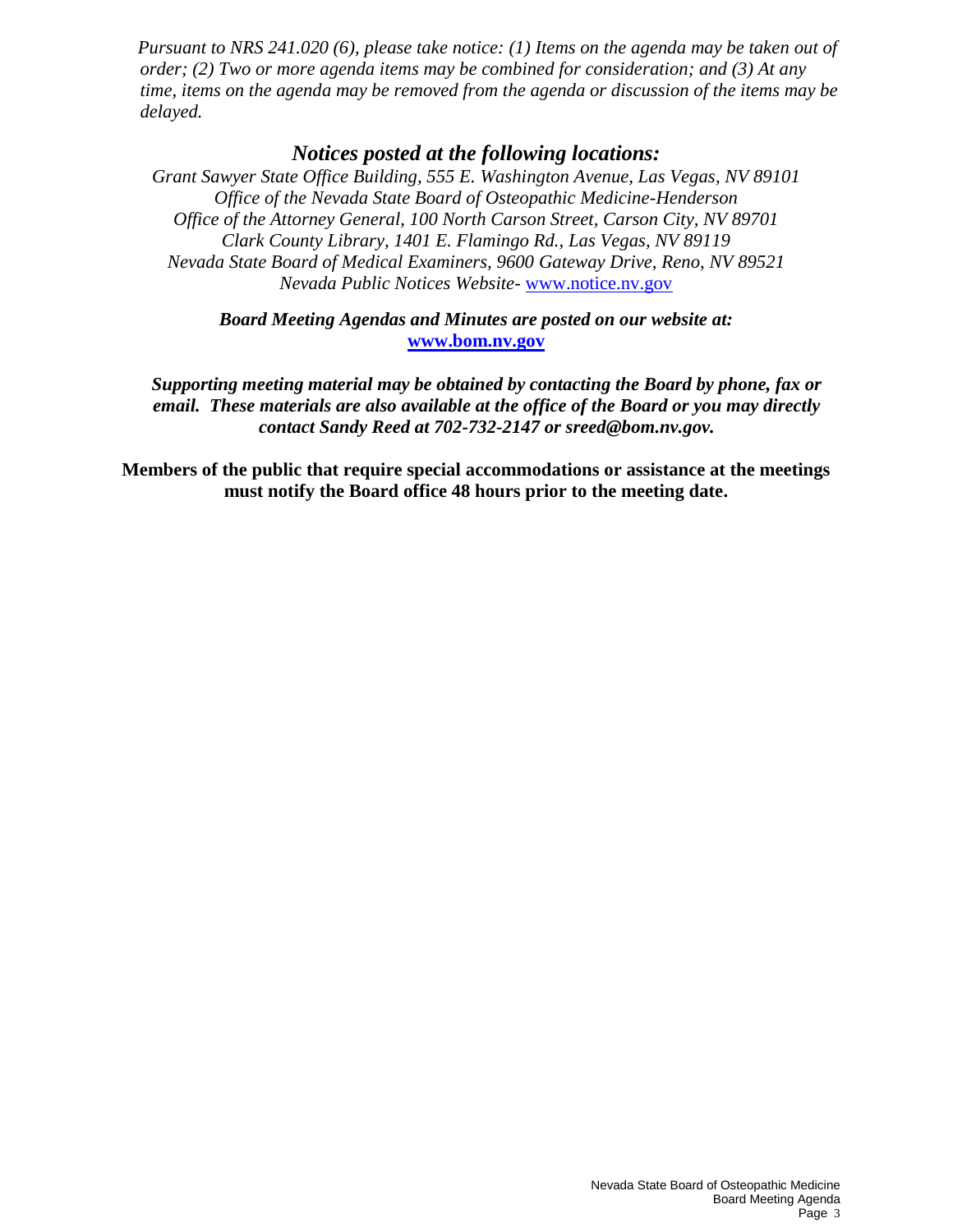*Pursuant to NRS 241.020 (6), please take notice: (1) Items on the agenda may be taken out of order; (2) Two or more agenda items may be combined for consideration; and (3) At any time, items on the agenda may be removed from the agenda or discussion of the items may be delayed.*

## *Notices posted at the following locations:*

*Grant Sawyer State Office Building, 555 E. Washington Avenue, Las Vegas, NV 89101*
*Office of the Nevada State Board of Osteopathic Medicine-Henderson*
*Office of the Attorney General, 100 North Carson Street, Carson City, NV 89701*
*Clark County Library, 1401 E. Flamingo Rd., Las Vegas, NV 89119*
*Nevada State Board of Medical Examiners, 9600 Gateway Drive, Reno, NV 89521*
*Nevada Public Notices Website-* www.notice.nv.gov

***Board Meeting Agendas and Minutes are posted on our website at:***
**www.bom.nv.gov**

***Supporting meeting material may be obtained by contacting the Board by phone, fax or email. These materials are also available at the office of the Board or you may directly contact Sandy Reed at 702-732-2147 or sreed@bom.nv.gov.***

**Members of the public that require special accommodations or assistance at the meetings must notify the Board office 48 hours prior to the meeting date.**